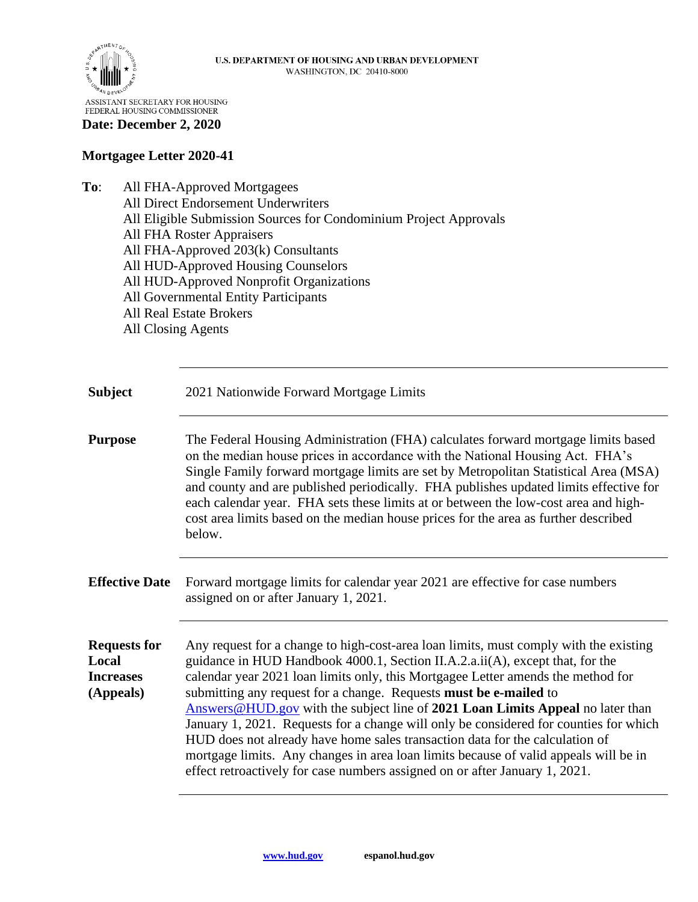U.S. DEPARTMENT OF HOUSING AND URBAN DEVELOPMENT
WASHINGTON, DC 20410-8000

ASSISTANT SECRETARY FOR HOUSING
FEDERAL HOUSING COMMISSIONER

**Date: December 2, 2020**

**Mortgagee Letter 2020-41**

**To**: All FHA-Approved Mortgagees
All Direct Endorsement Underwriters
All Eligible Submission Sources for Condominium Project Approvals
All FHA Roster Appraisers
All FHA-Approved 203(k) Consultants
All HUD-Approved Housing Counselors
All HUD-Approved Nonprofit Organizations
All Governmental Entity Participants
All Real Estate Brokers
All Closing Agents

| | |
|---|---|
| **Subject** | 2021 Nationwide Forward Mortgage Limits |
| **Purpose** | The Federal Housing Administration (FHA) calculates forward mortgage limits based on the median house prices in accordance with the National Housing Act. FHA's Single Family forward mortgage limits are set by Metropolitan Statistical Area (MSA) and county and are published periodically. FHA publishes updated limits effective for each calendar year. FHA sets these limits at or between the low-cost area and high-cost area limits based on the median house prices for the area as further described below. |
| **Effective Date** | Forward mortgage limits for calendar year 2021 are effective for case numbers assigned on or after January 1, 2021. |
| **Requests for Local Increases (Appeals)** | Any request for a change to high-cost-area loan limits, must comply with the existing guidance in HUD Handbook 4000.1, Section II.A.2.a.ii(A), except that, for the calendar year 2021 loan limits only, this Mortgagee Letter amends the method for submitting any request for a change. Requests **must be e-mailed** to Answers@HUD.gov with the subject line of **2021 Loan Limits Appeal** no later than January 1, 2021. Requests for a change will only be considered for counties for which HUD does not already have home sales transaction data for the calculation of mortgage limits. Any changes in area loan limits because of valid appeals will be in effect retroactively for case numbers assigned on or after January 1, 2021. |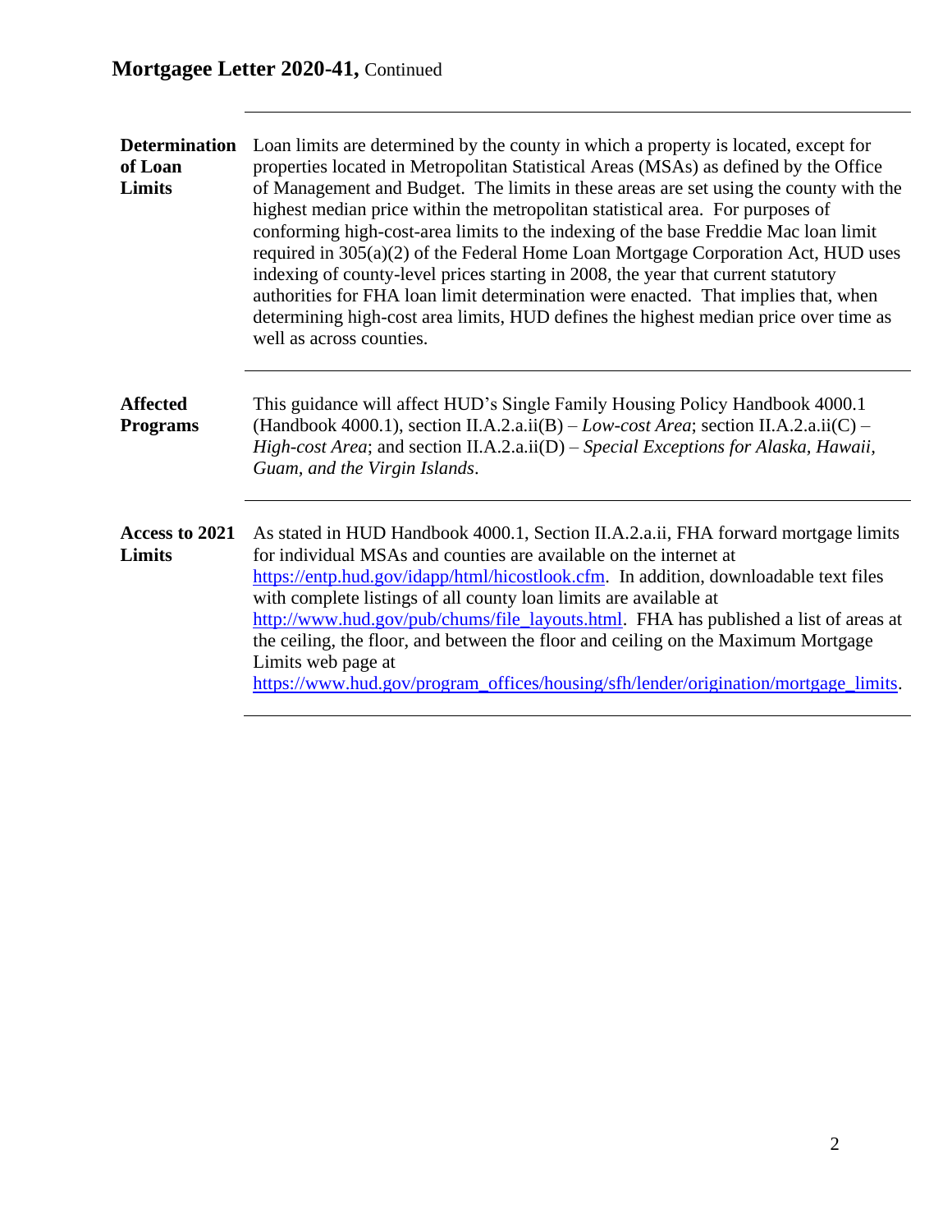**Determination of Loan Limits**

Loan limits are determined by the county in which a property is located, except for properties located in Metropolitan Statistical Areas (MSAs) as defined by the Office of Management and Budget. The limits in these areas are set using the county with the highest median price within the metropolitan statistical area. For purposes of conforming high-cost-area limits to the indexing of the base Freddie Mac loan limit required in 305(a)(2) of the Federal Home Loan Mortgage Corporation Act, HUD uses indexing of county-level prices starting in 2008, the year that current statutory authorities for FHA loan limit determination were enacted. That implies that, when determining high-cost area limits, HUD defines the highest median price over time as well as across counties.

**Affected Programs**

This guidance will affect HUD's Single Family Housing Policy Handbook 4000.1 (Handbook 4000.1), section II.A.2.a.ii(B) – *Low-cost Area*; section II.A.2.a.ii(C) – *High-cost Area*; and section II.A.2.a.ii(D) – *Special Exceptions for Alaska, Hawaii, Guam, and the Virgin Islands*.

**Access to 2021 Limits**

As stated in HUD Handbook 4000.1, Section II.A.2.a.ii, FHA forward mortgage limits for individual MSAs and counties are available on the internet at [https://entp.hud.gov/idapp/html/hicostlook.cfm](https://entp.hud.gov/idapp/html/hicostlook.cfm). In addition, downloadable text files with complete listings of all county loan limits are available at [http://www.hud.gov/pub/chums/file_layouts.html](http://www.hud.gov/pub/chums/file_layouts.html). FHA has published a list of areas at the ceiling, the floor, and between the floor and ceiling on the Maximum Mortgage Limits web page at [https://www.hud.gov/program_offices/housing/sfh/lender/origination/mortgage_limits](https://www.hud.gov/program_offices/housing/sfh/lender/origination/mortgage_limits).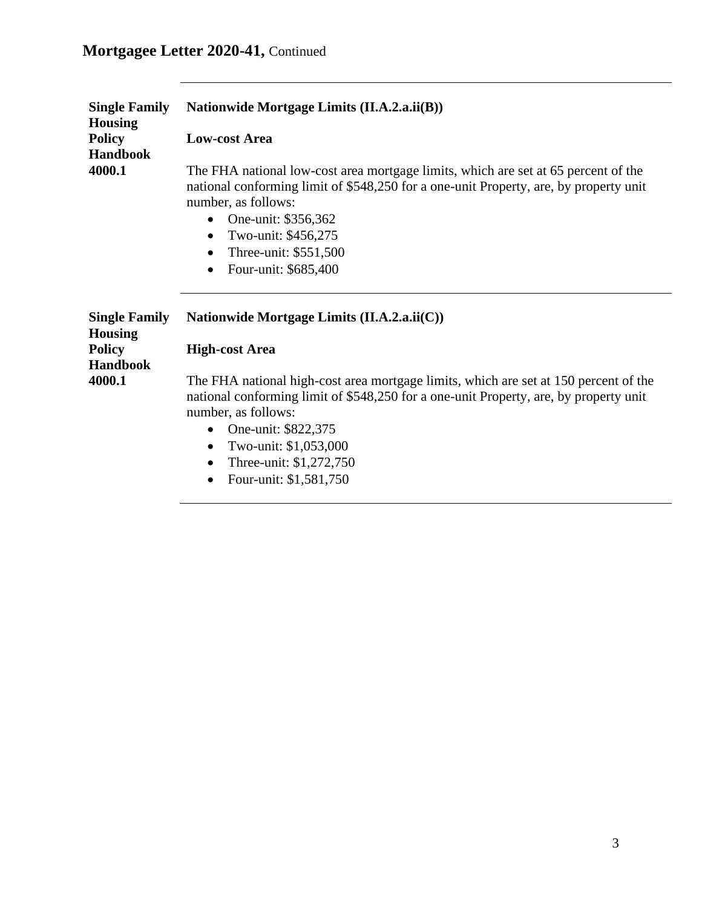**Single Family Housing Policy Handbook 4000.1**

**Nationwide Mortgage Limits (II.A.2.a.ii(B))**

**Low-cost Area**

The FHA national low-cost area mortgage limits, which are set at 65 percent of the national conforming limit of $548,250 for a one-unit Property, are, by property unit number, as follows:

- One-unit: $356,362
- Two-unit: $456,275
- Three-unit: $551,500
- Four-unit: $685,400

---

**Single Family Housing Policy Handbook 4000.1**

**Nationwide Mortgage Limits (II.A.2.a.ii(C))**

**High-cost Area**

The FHA national high-cost area mortgage limits, which are set at 150 percent of the national conforming limit of $548,250 for a one-unit Property, are, by property unit number, as follows:

- One-unit: $822,375
- Two-unit: $1,053,000
- Three-unit: $1,272,750
- Four-unit: $1,581,750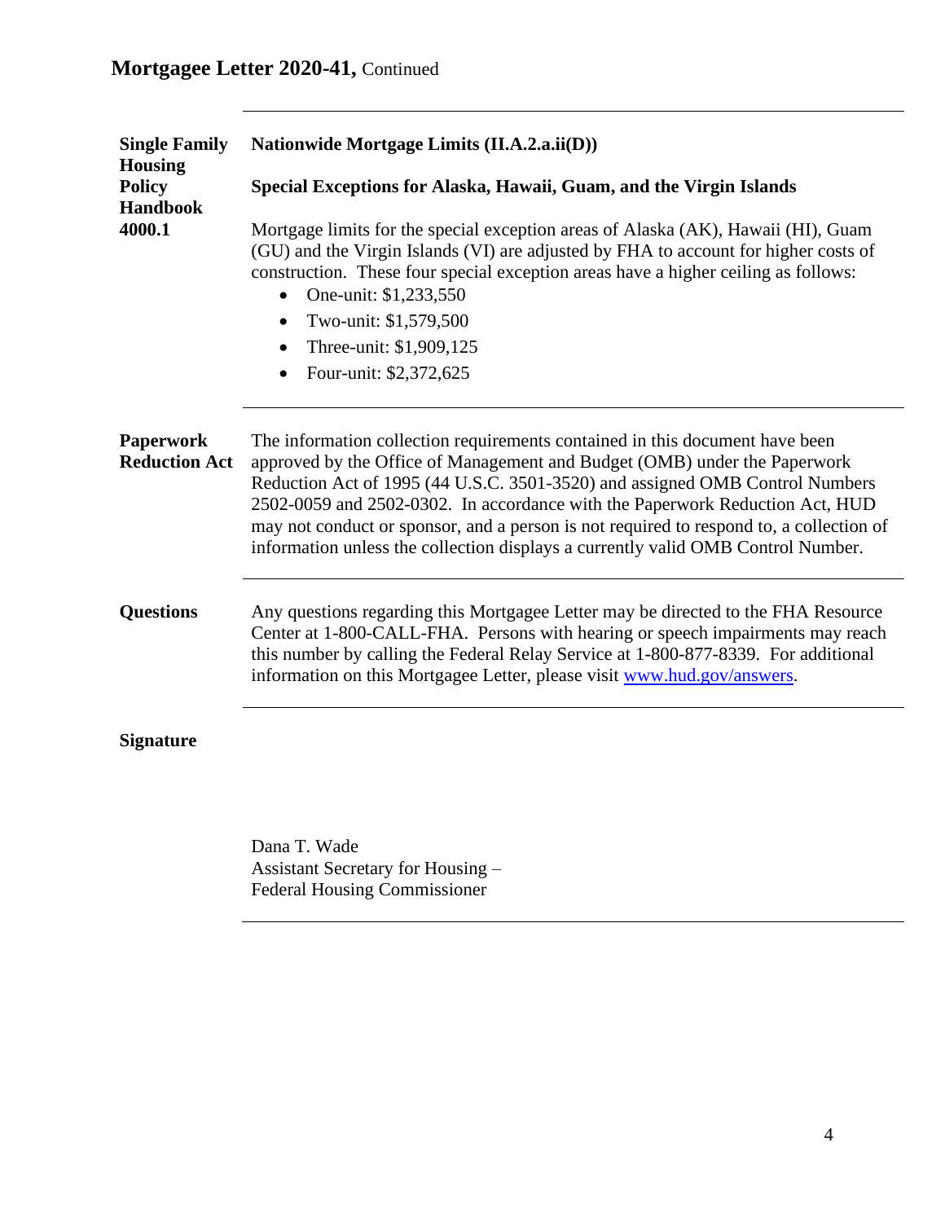**Single Family Housing Policy Handbook 4000.1**

**Nationwide Mortgage Limits (II.A.2.a.ii(D))**

**Special Exceptions for Alaska, Hawaii, Guam, and the Virgin Islands**

Mortgage limits for the special exception areas of Alaska (AK), Hawaii (HI), Guam (GU) and the Virgin Islands (VI) are adjusted by FHA to account for higher costs of construction. These four special exception areas have a higher ceiling as follows:

- One-unit: $1,233,550
- Two-unit: $1,579,500
- Three-unit: $1,909,125
- Four-unit: $2,372,625

**Paperwork Reduction Act**

The information collection requirements contained in this document have been approved by the Office of Management and Budget (OMB) under the Paperwork Reduction Act of 1995 (44 U.S.C. 3501-3520) and assigned OMB Control Numbers 2502-0059 and 2502-0302. In accordance with the Paperwork Reduction Act, HUD may not conduct or sponsor, and a person is not required to respond to, a collection of information unless the collection displays a currently valid OMB Control Number.

**Questions**

Any questions regarding this Mortgagee Letter may be directed to the FHA Resource Center at 1-800-CALL-FHA. Persons with hearing or speech impairments may reach this number by calling the Federal Relay Service at 1-800-877-8339. For additional information on this Mortgagee Letter, please visit www.hud.gov/answers.

**Signature**

Dana T. Wade
Assistant Secretary for Housing –
Federal Housing Commissioner